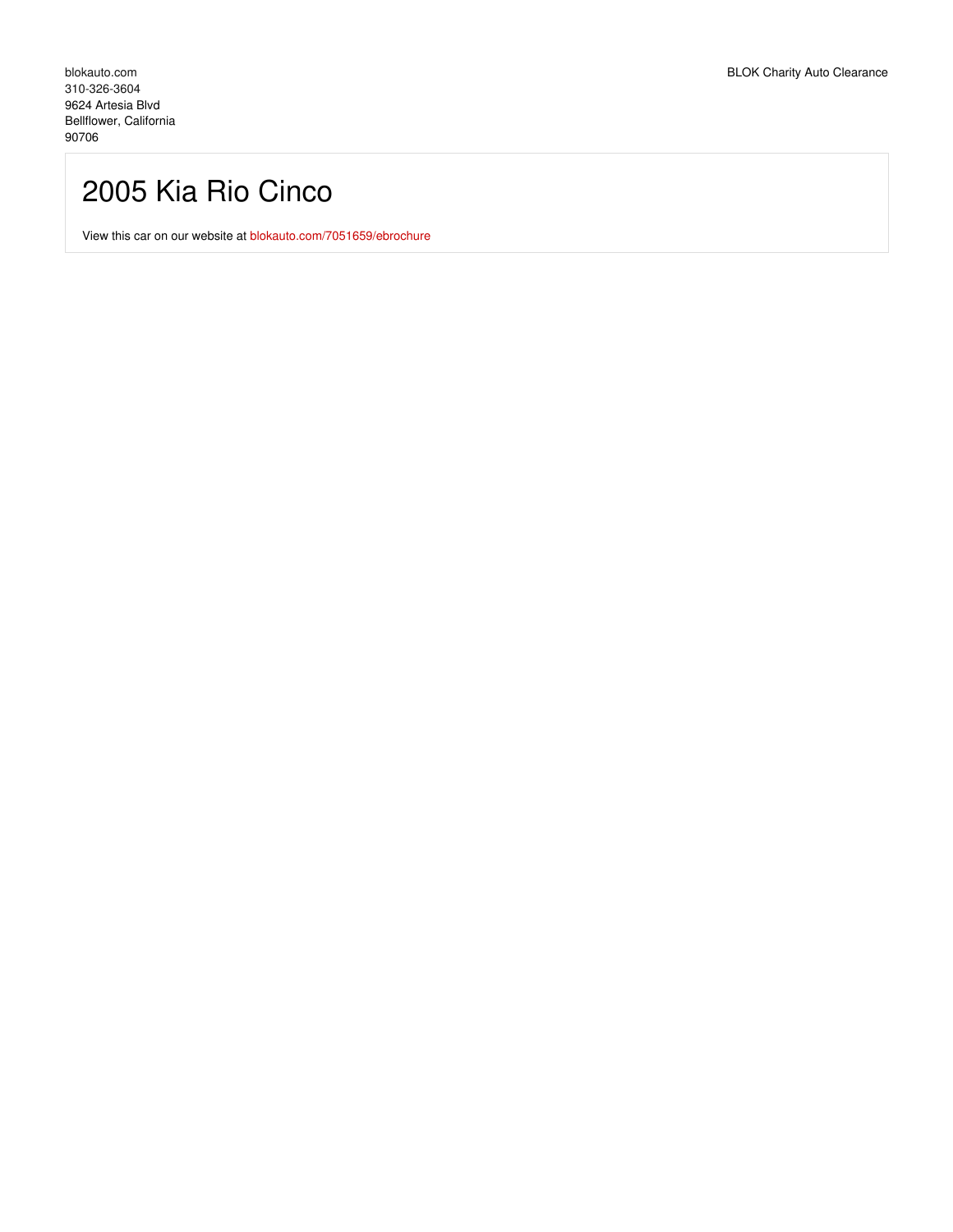blokauto.com
310-326-3604
9624 Artesia Blvd
Bellflower, California
90706

BLOK Charity Auto Clearance

# 2005 Kia Rio Cinco

View this car on our website at blokauto.com/7051659/ebrochure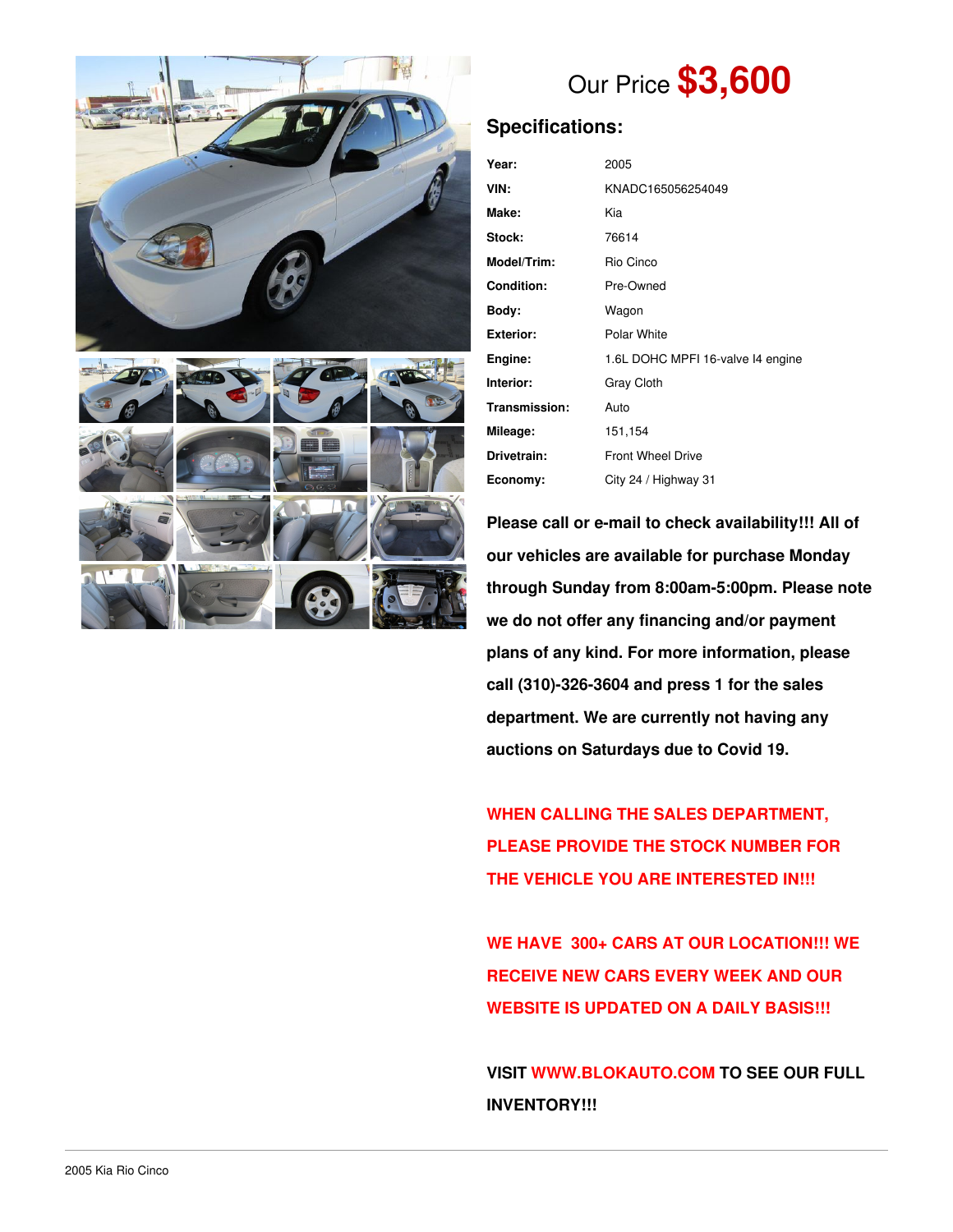Our Price **$3,600**

## Specifications:

| | |
|---|---|
| **Year:** | 2005 |
| **VIN:** | KNADC165056254049 |
| **Make:** | Kia |
| **Stock:** | 76614 |
| **Model/Trim:** | Rio Cinco |
| **Condition:** | Pre-Owned |
| **Body:** | Wagon |
| **Exterior:** | Polar White |
| **Engine:** | 1.6L DOHC MPFI 16-valve I4 engine |
| **Interior:** | Gray Cloth |
| **Transmission:** | Auto |
| **Mileage:** | 151,154 |
| **Drivetrain:** | Front Wheel Drive |
| **Economy:** | City 24 / Highway 31 |

**Please call or e-mail to check availability!!! All of our vehicles are available for purchase Monday through Sunday from 8:00am-5:00pm. Please note we do not offer any financing and/or payment plans of any kind. For more information, please call (310)-326-3604 and press 1 for the sales department. We are currently not having any auctions on Saturdays due to Covid 19.**

**WHEN CALLING THE SALES DEPARTMENT, PLEASE PROVIDE THE STOCK NUMBER FOR THE VEHICLE YOU ARE INTERESTED IN!!!**

**WE HAVE 300+ CARS AT OUR LOCATION!!! WE RECEIVE NEW CARS EVERY WEEK AND OUR WEBSITE IS UPDATED ON A DAILY BASIS!!!**

**VISIT WWW.BLOKAUTO.COM TO SEE OUR FULL INVENTORY!!!**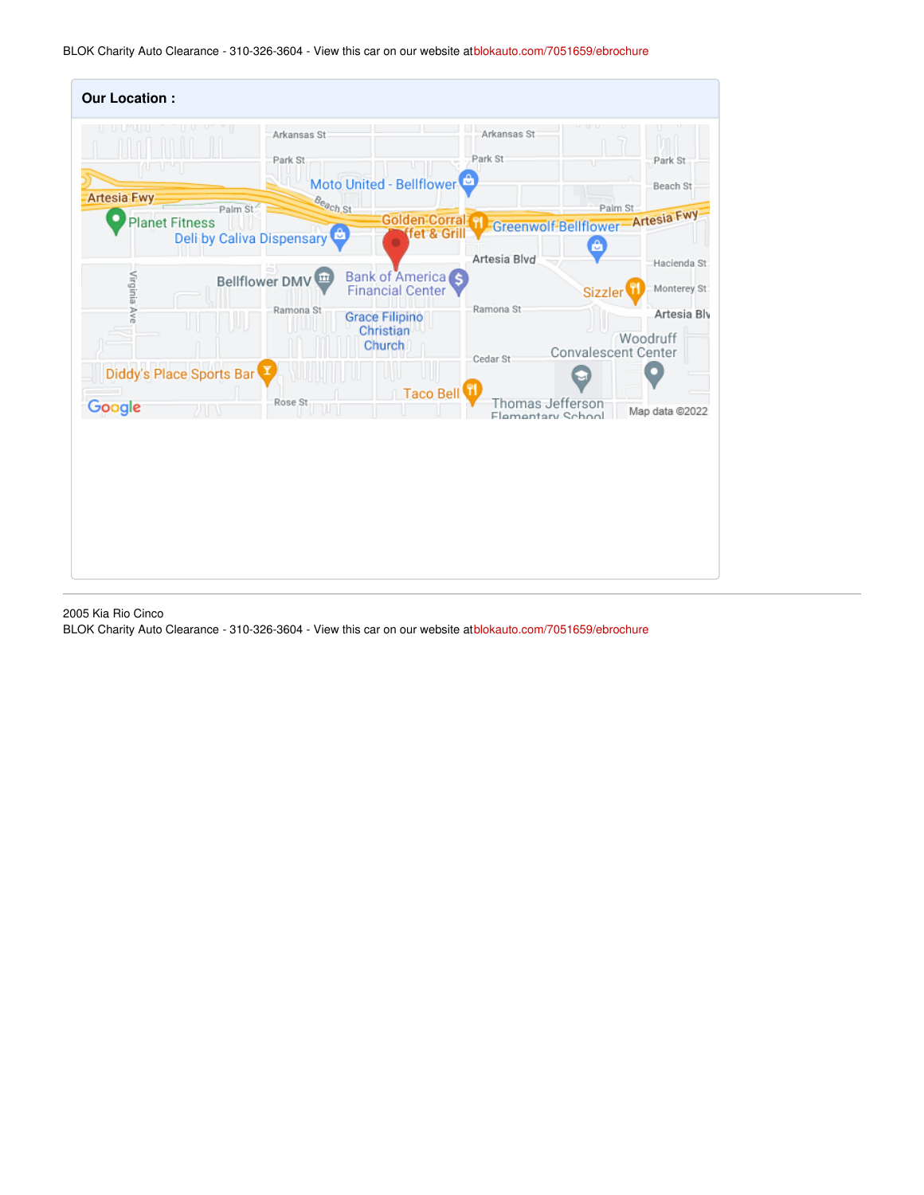## Our Location :

2005 Kia Rio Cinco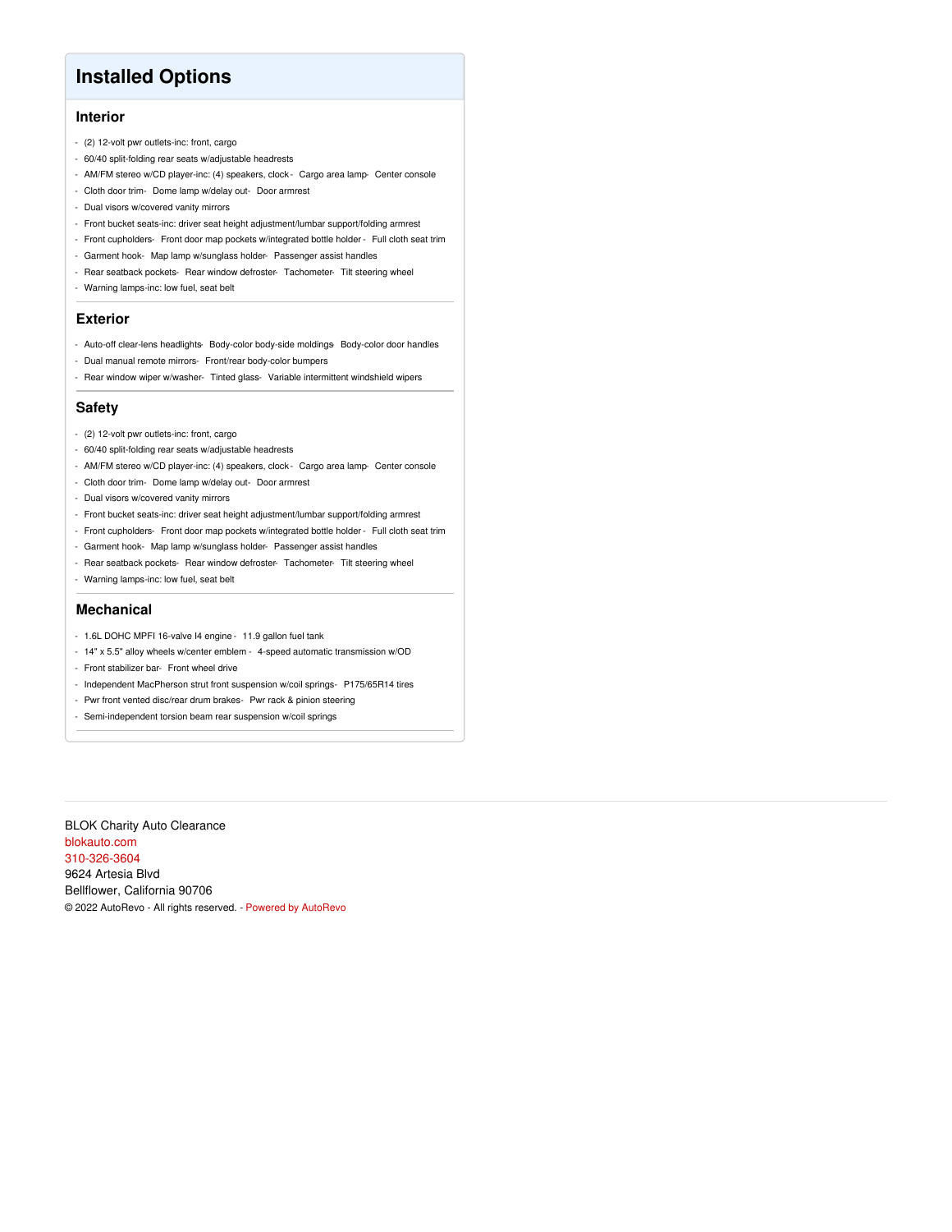## Installed Options

### Interior

- (2) 12-volt pwr outlets-inc: front, cargo
- 60/40 split-folding rear seats w/adjustable headrests
- AM/FM stereo w/CD player-inc: (4) speakers, clock - Cargo area lamp - Center console
- Cloth door trim - Dome lamp w/delay out - Door armrest
- Dual visors w/covered vanity mirrors
- Front bucket seats-inc: driver seat height adjustment/lumbar support/folding armrest
- Front cupholders - Front door map pockets w/integrated bottle holder - Full cloth seat trim
- Garment hook - Map lamp w/sunglass holder - Passenger assist handles
- Rear seatback pockets - Rear window defroster - Tachometer - Tilt steering wheel
- Warning lamps-inc: low fuel, seat belt

### Exterior

- Auto-off clear-lens headlights - Body-color body-side moldings - Body-color door handles
- Dual manual remote mirrors - Front/rear body-color bumpers
- Rear window wiper w/washer - Tinted glass - Variable intermittent windshield wipers

### Safety

- (2) 12-volt pwr outlets-inc: front, cargo
- 60/40 split-folding rear seats w/adjustable headrests
- AM/FM stereo w/CD player-inc: (4) speakers, clock - Cargo area lamp - Center console
- Cloth door trim - Dome lamp w/delay out - Door armrest
- Dual visors w/covered vanity mirrors
- Front bucket seats-inc: driver seat height adjustment/lumbar support/folding armrest
- Front cupholders - Front door map pockets w/integrated bottle holder - Full cloth seat trim
- Garment hook - Map lamp w/sunglass holder - Passenger assist handles
- Rear seatback pockets - Rear window defroster - Tachometer - Tilt steering wheel
- Warning lamps-inc: low fuel, seat belt

### Mechanical

- 1.6L DOHC MPFI 16-valve I4 engine - 11.9 gallon fuel tank
- 14" x 5.5" alloy wheels w/center emblem - 4-speed automatic transmission w/OD
- Front stabilizer bar - Front wheel drive
- Independent MacPherson strut front suspension w/coil springs - P175/65R14 tires
- Pwr front vented disc/rear drum brakes - Pwr rack & pinion steering
- Semi-independent torsion beam rear suspension w/coil springs

---

BLOK Charity Auto Clearance
blokauto.com
310-326-3604
9624 Artesia Blvd
Bellflower, California 90706
© 2022 AutoRevo - All rights reserved. - Powered by AutoRevo